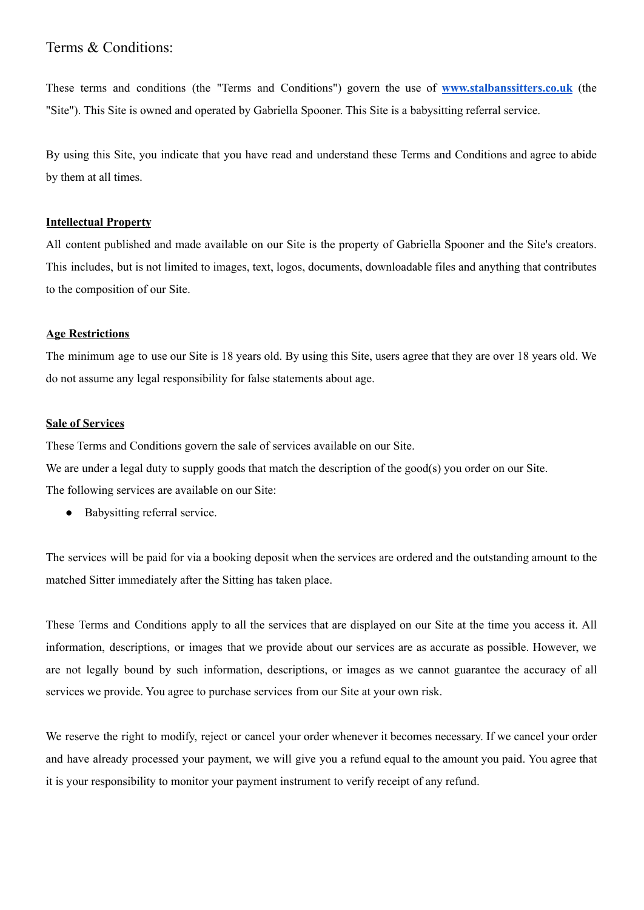# Terms & Conditions:

These terms and conditions (the "Terms and Conditions") govern the use of **[www.stalbanssitters.co.uk](http://www.stalbanssitters.co.uk)** (the "Site"). This Site is owned and operated by Gabriella Spooner. This Site is a babysitting referral service.

By using this Site, you indicate that you have read and understand these Terms and Conditions and agree to abide by them at all times.

**Intellectual Property**

All content published and made available on our Site is the property of Gabriella Spooner and the Site's creators. This includes, but is not limited to images, text, logos, documents, downloadable files and anything that contributes to the composition of our Site.

**Age Restrictions**

The minimum age to use our Site is 18 years old. By using this Site, users agree that they are over 18 years old. We do not assume any legal responsibility for false statements about age.

**Sale of Services**

These Terms and Conditions govern the sale of services available on our Site.
We are under a legal duty to supply goods that match the description of the good(s) you order on our Site.
The following services are available on our Site:

- Babysitting referral service.

The services will be paid for via a booking deposit when the services are ordered and the outstanding amount to the matched Sitter immediately after the Sitting has taken place.

These Terms and Conditions apply to all the services that are displayed on our Site at the time you access it. All information, descriptions, or images that we provide about our services are as accurate as possible. However, we are not legally bound by such information, descriptions, or images as we cannot guarantee the accuracy of all services we provide. You agree to purchase services from our Site at your own risk.

We reserve the right to modify, reject or cancel your order whenever it becomes necessary. If we cancel your order and have already processed your payment, we will give you a refund equal to the amount you paid. You agree that it is your responsibility to monitor your payment instrument to verify receipt of any refund.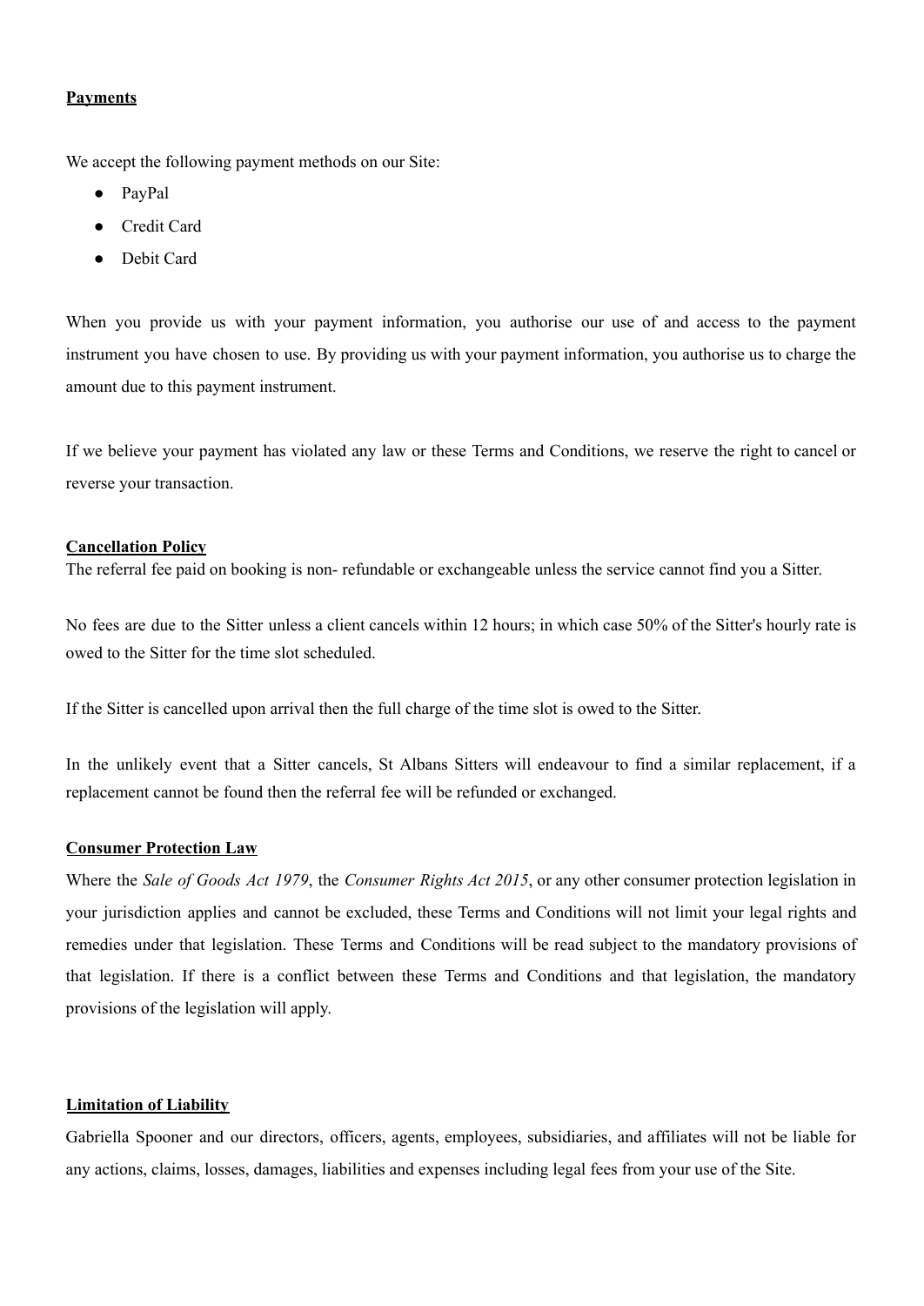## Payments

We accept the following payment methods on our Site:

- PayPal
- Credit Card
- Debit Card

When you provide us with your payment information, you authorise our use of and access to the payment instrument you have chosen to use. By providing us with your payment information, you authorise us to charge the amount due to this payment instrument.

If we believe your payment has violated any law or these Terms and Conditions, we reserve the right to cancel or reverse your transaction.

## Cancellation Policy

The referral fee paid on booking is non- refundable or exchangeable unless the service cannot find you a Sitter.

No fees are due to the Sitter unless a client cancels within 12 hours; in which case 50% of the Sitter's hourly rate is owed to the Sitter for the time slot scheduled.

If the Sitter is cancelled upon arrival then the full charge of the time slot is owed to the Sitter.

In the unlikely event that a Sitter cancels, St Albans Sitters will endeavour to find a similar replacement, if a replacement cannot be found then the referral fee will be refunded or exchanged.

## Consumer Protection Law

Where the *Sale of Goods Act 1979*, the *Consumer Rights Act 2015*, or any other consumer protection legislation in your jurisdiction applies and cannot be excluded, these Terms and Conditions will not limit your legal rights and remedies under that legislation. These Terms and Conditions will be read subject to the mandatory provisions of that legislation. If there is a conflict between these Terms and Conditions and that legislation, the mandatory provisions of the legislation will apply.

## Limitation of Liability

Gabriella Spooner and our directors, officers, agents, employees, subsidiaries, and affiliates will not be liable for any actions, claims, losses, damages, liabilities and expenses including legal fees from your use of the Site.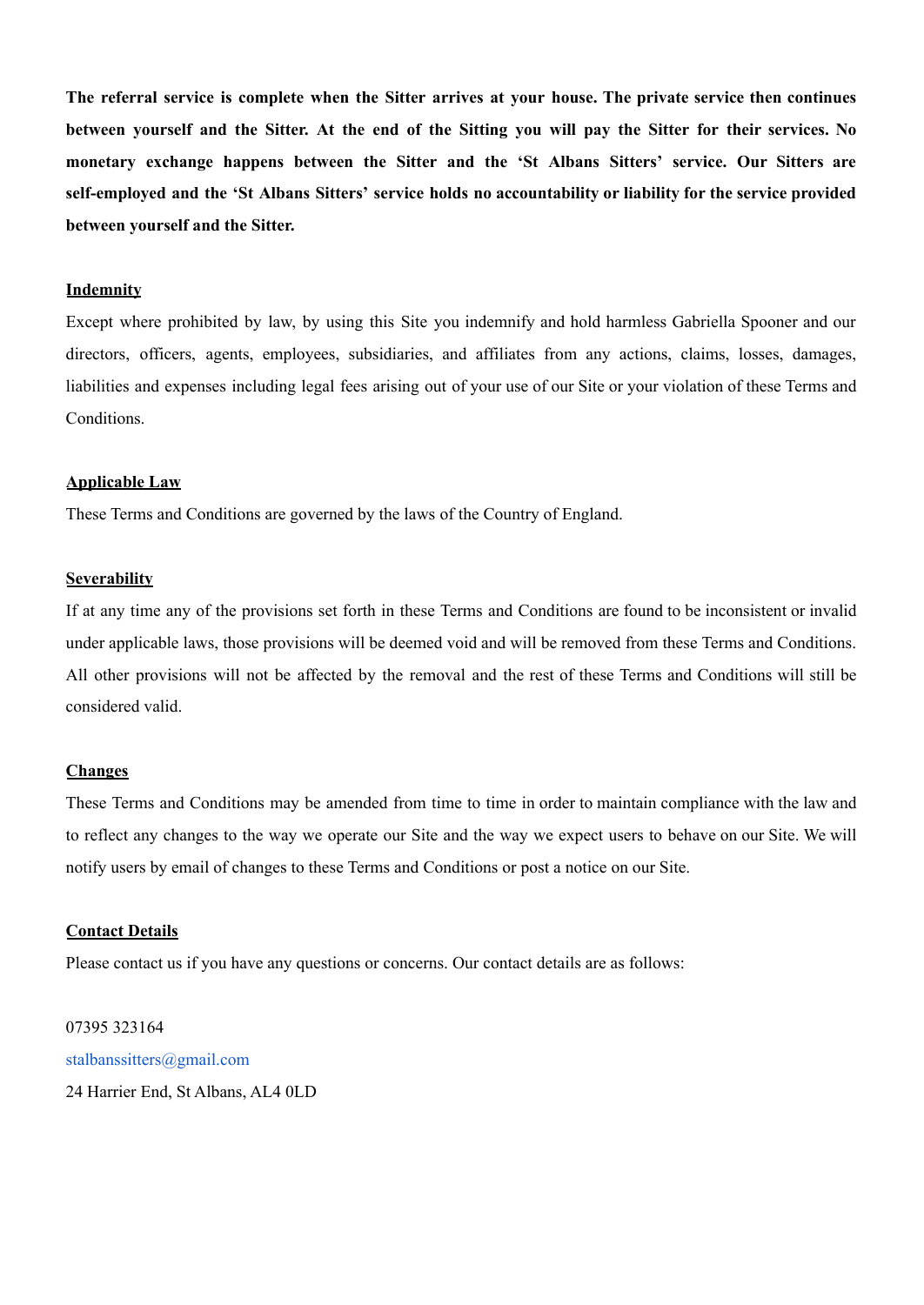**The referral service is complete when the Sitter arrives at your house. The private service then continues between yourself and the Sitter. At the end of the Sitting you will pay the Sitter for their services. No monetary exchange happens between the Sitter and the 'St Albans Sitters' service. Our Sitters are self-employed and the 'St Albans Sitters' service holds no accountability or liability for the service provided between yourself and the Sitter.**

## Indemnity

Except where prohibited by law, by using this Site you indemnify and hold harmless Gabriella Spooner and our directors, officers, agents, employees, subsidiaries, and affiliates from any actions, claims, losses, damages, liabilities and expenses including legal fees arising out of your use of our Site or your violation of these Terms and Conditions.

## Applicable Law

These Terms and Conditions are governed by the laws of the Country of England.

## Severability

If at any time any of the provisions set forth in these Terms and Conditions are found to be inconsistent or invalid under applicable laws, those provisions will be deemed void and will be removed from these Terms and Conditions. All other provisions will not be affected by the removal and the rest of these Terms and Conditions will still be considered valid.

## Changes

These Terms and Conditions may be amended from time to time in order to maintain compliance with the law and to reflect any changes to the way we operate our Site and the way we expect users to behave on our Site. We will notify users by email of changes to these Terms and Conditions or post a notice on our Site.

## Contact Details

Please contact us if you have any questions or concerns. Our contact details are as follows:

07395 323164
stalbanssitters@gmail.com
24 Harrier End, St Albans, AL4 0LD